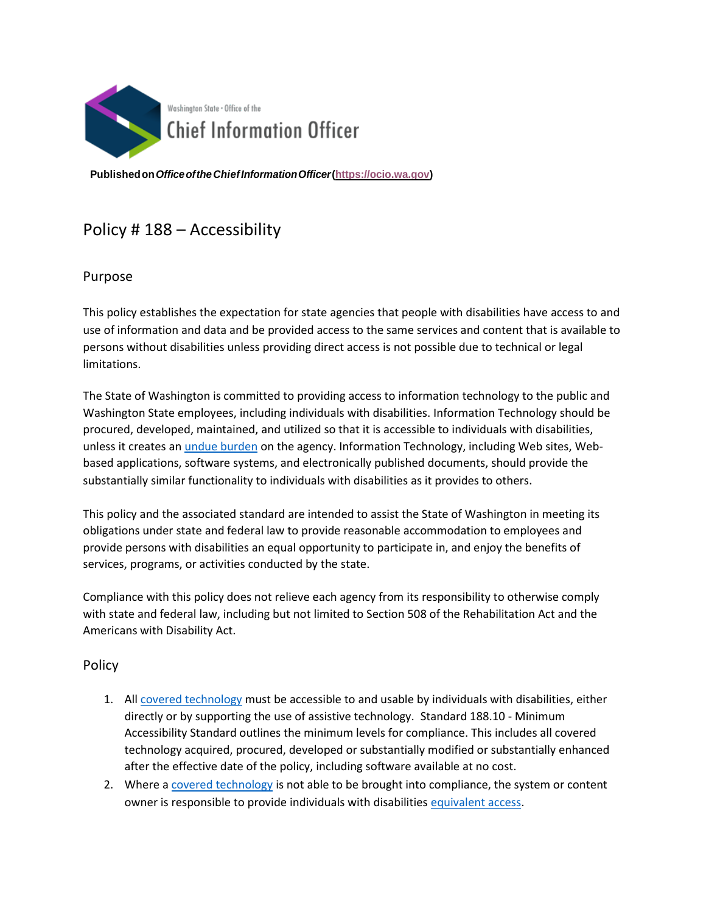Washington State · Office of the
Chief Information Officer

**Published on *Office of the Chief Information Officer* (https://ocio.wa.gov)**

# Policy # 188 – Accessibility

## Purpose

This policy establishes the expectation for state agencies that people with disabilities have access to and use of information and data and be provided access to the same services and content that is available to persons without disabilities unless providing direct access is not possible due to technical or legal limitations.

The State of Washington is committed to providing access to information technology to the public and Washington State employees, including individuals with disabilities. Information Technology should be procured, developed, maintained, and utilized so that it is accessible to individuals with disabilities, unless it creates an undue burden on the agency. Information Technology, including Web sites, Web-based applications, software systems, and electronically published documents, should provide the substantially similar functionality to individuals with disabilities as it provides to others.

This policy and the associated standard are intended to assist the State of Washington in meeting its obligations under state and federal law to provide reasonable accommodation to employees and provide persons with disabilities an equal opportunity to participate in, and enjoy the benefits of services, programs, or activities conducted by the state.

Compliance with this policy does not relieve each agency from its responsibility to otherwise comply with state and federal law, including but not limited to Section 508 of the Rehabilitation Act and the Americans with Disability Act.

## Policy

1. All covered technology must be accessible to and usable by individuals with disabilities, either directly or by supporting the use of assistive technology. Standard 188.10 - Minimum Accessibility Standard outlines the minimum levels for compliance. This includes all covered technology acquired, procured, developed or substantially modified or substantially enhanced after the effective date of the policy, including software available at no cost.
2. Where a covered technology is not able to be brought into compliance, the system or content owner is responsible to provide individuals with disabilities equivalent access.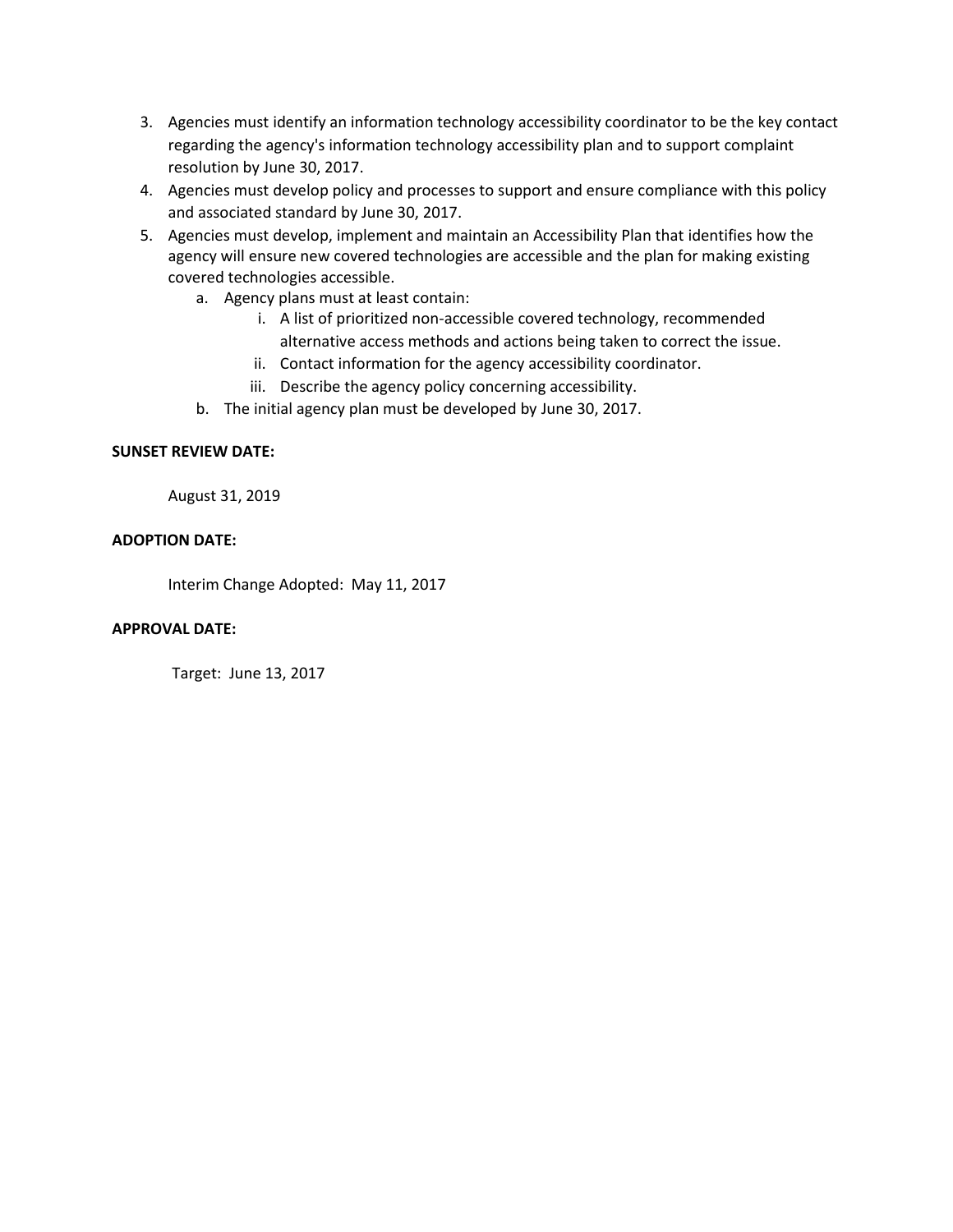3. Agencies must identify an information technology accessibility coordinator to be the key contact regarding the agency's information technology accessibility plan and to support complaint resolution by June 30, 2017.
4. Agencies must develop policy and processes to support and ensure compliance with this policy and associated standard by June 30, 2017.
5. Agencies must develop, implement and maintain an Accessibility Plan that identifies how the agency will ensure new covered technologies are accessible and the plan for making existing covered technologies accessible.
    a. Agency plans must at least contain:
        i. A list of prioritized non-accessible covered technology, recommended alternative access methods and actions being taken to correct the issue.
        ii. Contact information for the agency accessibility coordinator.
        iii. Describe the agency policy concerning accessibility.
    b. The initial agency plan must be developed by June 30, 2017.

**SUNSET REVIEW DATE:**

August 31, 2019

**ADOPTION DATE:**

Interim Change Adopted: May 11, 2017

**APPROVAL DATE:**

Target: June 13, 2017